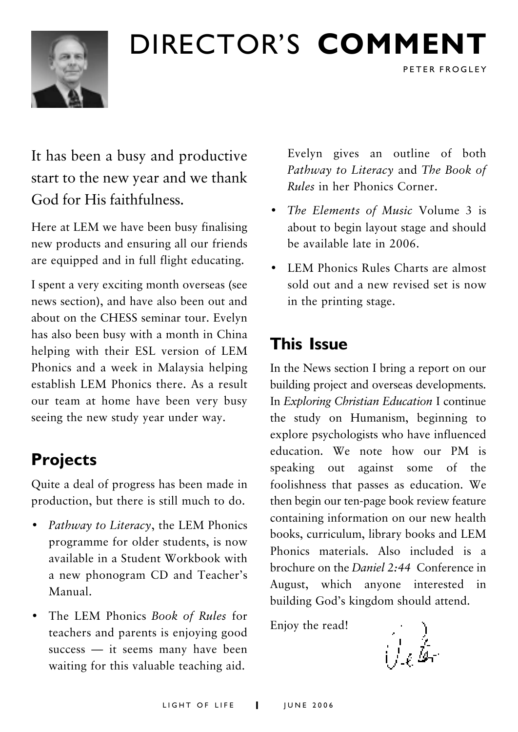# DIRECTOR'S **COMMENT**

PETER FROGLEY

It has been a busy and productive start to the new year and we thank God for His faithfulness.

Here at LEM we have been busy finalising new products and ensuring all our friends are equipped and in full flight educating.

I spent a very exciting month overseas (see news section), and have also been out and about on the CHESS seminar tour. Evelyn has also been busy with a month in China helping with their ESL version of LEM Phonics and a week in Malaysia helping establish LEM Phonics there. As a result our team at home have been very busy seeing the new study year under way.

## Projects

Quite a deal of progress has been made in production, but there is still much to do.

- *Pathway to Literacy*, the LEM Phonics programme for older students, is now available in a Student Workbook with a new phonogram CD and Teacher's Manual.
- The LEM Phonics *Book of Rules* for teachers and parents is enjoying good success — it seems many have been waiting for this valuable teaching aid.

  Evelyn gives an outline of both *Pathway to Literacy* and *The Book of Rules* in her Phonics Corner.
- *The Elements of Music* Volume 3 is about to begin layout stage and should be available late in 2006.
- LEM Phonics Rules Charts are almost sold out and a new revised set is now in the printing stage.

## This Issue

In the News section I bring a report on our building project and overseas developments. In *Exploring Christian Education* I continue the study on Humanism, beginning to explore psychologists who have influenced education. We note how our PM is speaking out against some of the foolishness that passes as education. We then begin our ten-page book review feature containing information on our new health books, curriculum, library books and LEM Phonics materials. Also included is a brochure on the *Daniel 2:44* Conference in August, which anyone interested in building God's kingdom should attend.

Enjoy the read!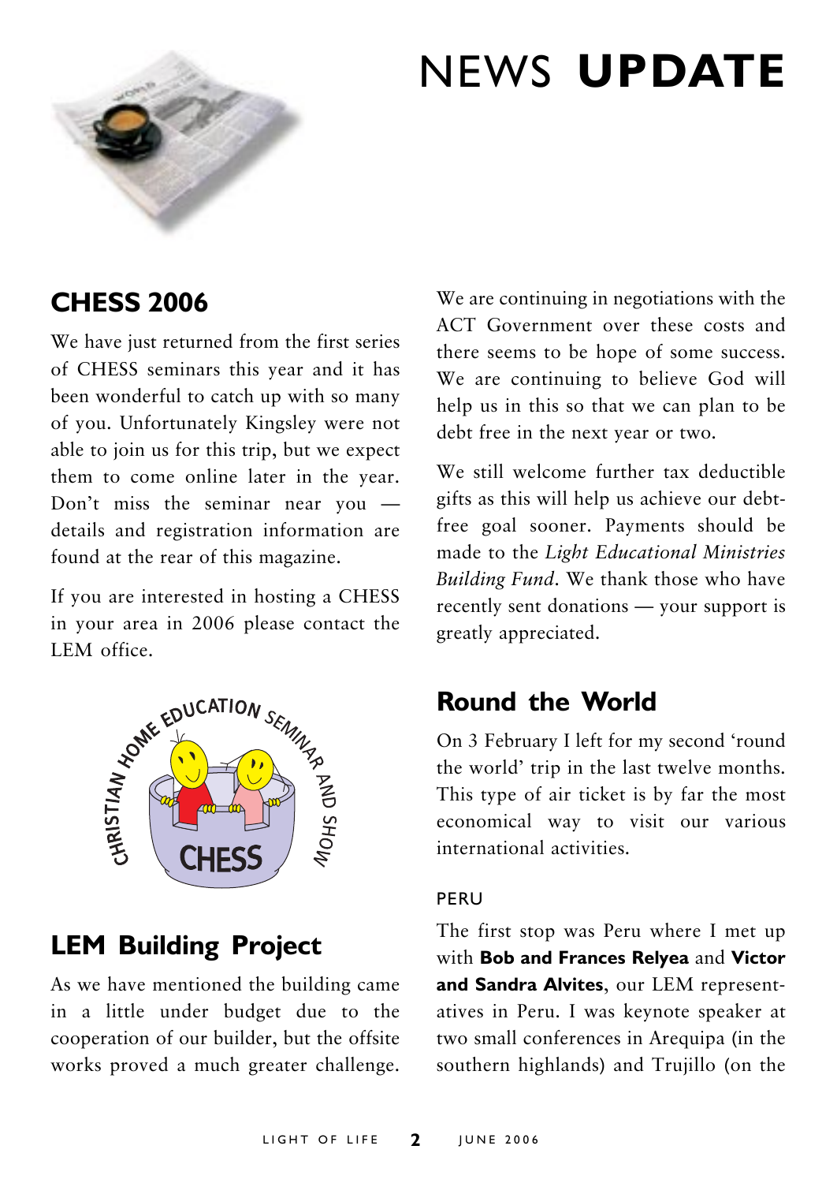# NEWS **UPDATE**

## CHESS 2006

We have just returned from the first series of CHESS seminars this year and it has been wonderful to catch up with so many of you. Unfortunately Kingsley were not able to join us for this trip, but we expect them to come online later in the year. Don't miss the seminar near you — details and registration information are found at the rear of this magazine.

If you are interested in hosting a CHESS in your area in 2006 please contact the LEM office.

## LEM Building Project

As we have mentioned the building came in a little under budget due to the cooperation of our builder, but the offsite works proved a much greater challenge. We are continuing in negotiations with the ACT Government over these costs and there seems to be hope of some success. We are continuing to believe God will help us in this so that we can plan to be debt free in the next year or two.

We still welcome further tax deductible gifts as this will help us achieve our debt-free goal sooner. Payments should be made to the *Light Educational Ministries Building Fund*. We thank those who have recently sent donations — your support is greatly appreciated.

## Round the World

On 3 February I left for my second 'round the world' trip in the last twelve months. This type of air ticket is by far the most economical way to visit our various international activities.

### PERU

The first stop was Peru where I met up with **Bob and Frances Relyea** and **Victor and Sandra Alvites**, our LEM representatives in Peru. I was keynote speaker at two small conferences in Arequipa (in the southern highlands) and Trujillo (on the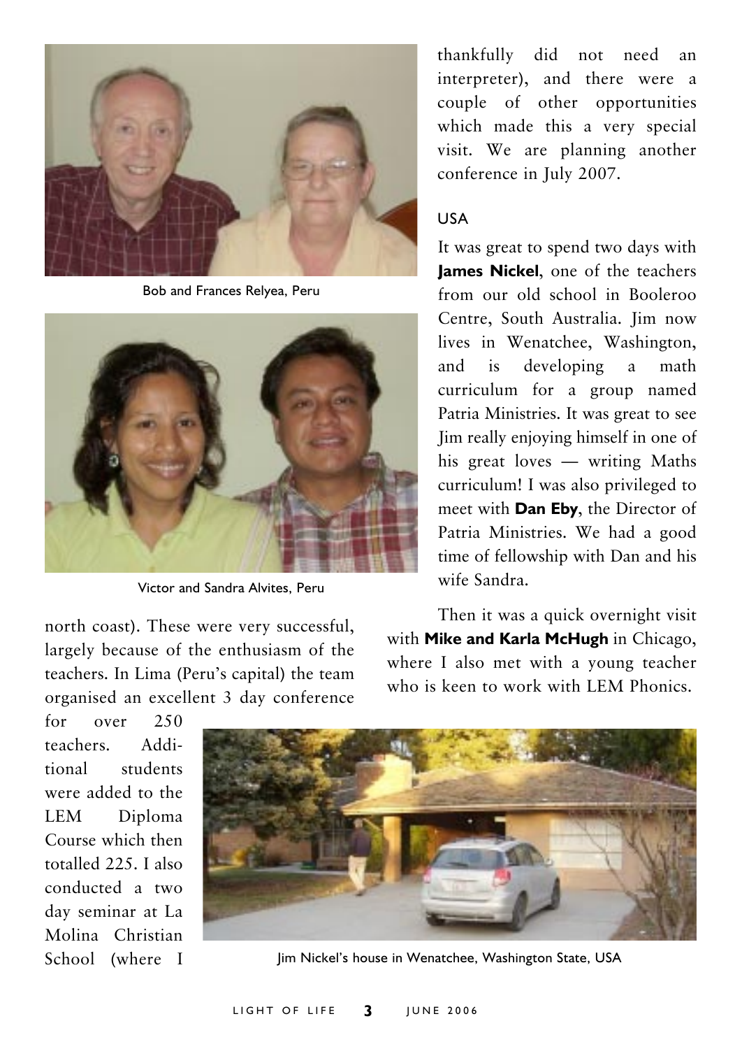Bob and Frances Relyea, Peru

Victor and Sandra Alvites, Peru

north coast). These were very successful, largely because of the enthusiasm of the teachers. In Lima (Peru's capital) the team organised an excellent 3 day conference for over 250 teachers. Additional students were added to the LEM Diploma Course which then totalled 225. I also conducted a two day seminar at La Molina Christian School (where I thankfully did not need an interpreter), and there were a couple of other opportunities which made this a very special visit. We are planning another conference in July 2007.

## USA

It was great to spend two days with **James Nickel**, one of the teachers from our old school in Booleroo Centre, South Australia. Jim now lives in Wenatchee, Washington, and is developing a math curriculum for a group named Patria Ministries. It was great to see Jim really enjoying himself in one of his great loves — writing Maths curriculum! I was also privileged to meet with **Dan Eby**, the Director of Patria Ministries. We had a good time of fellowship with Dan and his wife Sandra.

Then it was a quick overnight visit with **Mike and Karla McHugh** in Chicago, where I also met with a young teacher who is keen to work with LEM Phonics.

Jim Nickel's house in Wenatchee, Washington State, USA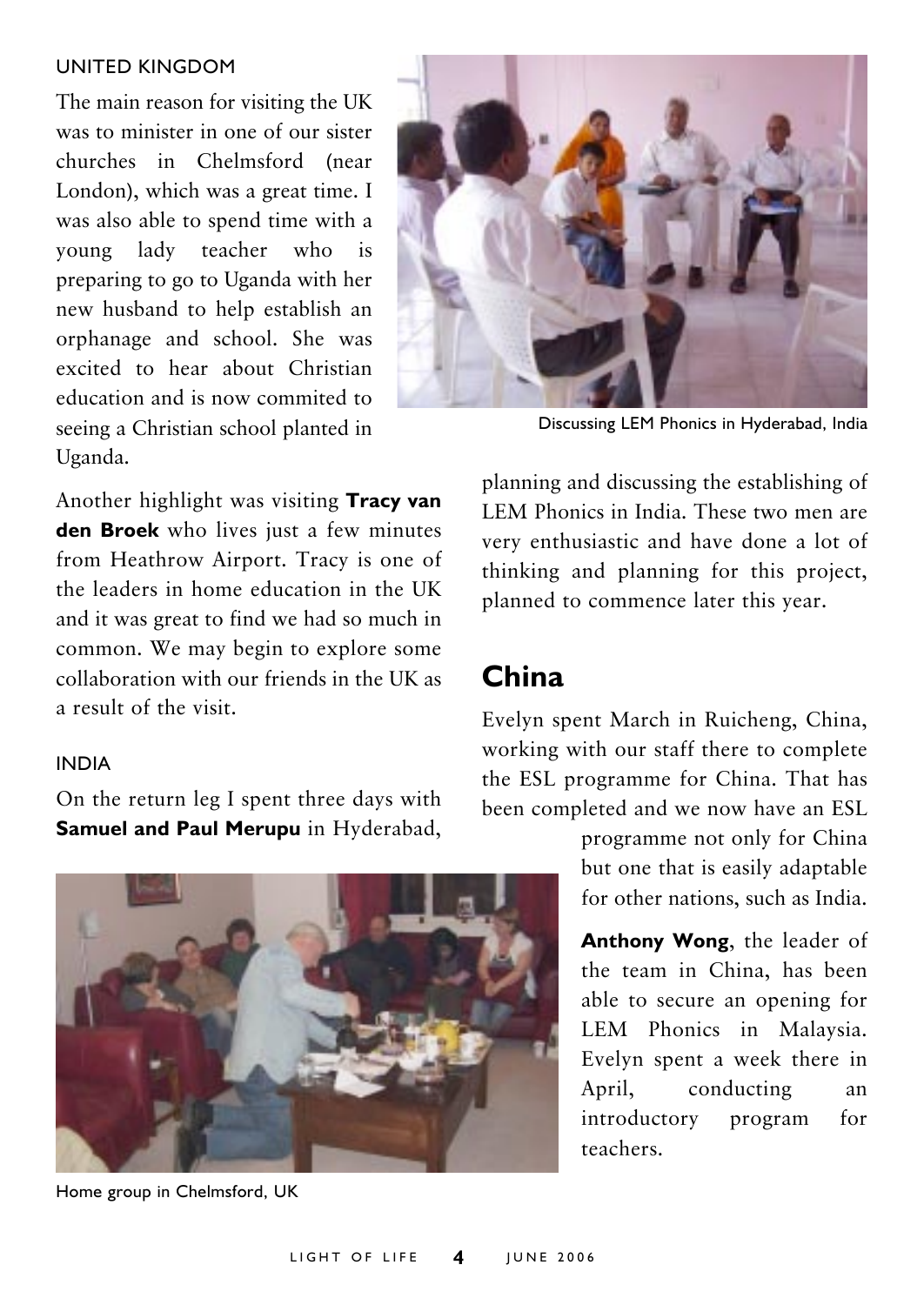UNITED KINGDOM

The main reason for visiting the UK was to minister in one of our sister churches in Chelmsford (near London), which was a great time. I was also able to spend time with a young lady teacher who is preparing to go to Uganda with her new husband to help establish an orphanage and school. She was excited to hear about Christian education and is now commited to seeing a Christian school planted in Uganda.

Discussing LEM Phonics in Hyderabad, India

Another highlight was visiting **Tracy van den Broek** who lives just a few minutes from Heathrow Airport. Tracy is one of the leaders in home education in the UK and it was great to find we had so much in common. We may begin to explore some collaboration with our friends in the UK as a result of the visit.

INDIA

On the return leg I spent three days with **Samuel and Paul Merupu** in Hyderabad, planning and discussing the establishing of LEM Phonics in India. These two men are very enthusiastic and have done a lot of thinking and planning for this project, planned to commence later this year.

Home group in Chelmsford, UK

## China

Evelyn spent March in Ruicheng, China, working with our staff there to complete the ESL programme for China. That has been completed and we now have an ESL programme not only for China but one that is easily adaptable for other nations, such as India.

**Anthony Wong**, the leader of the team in China, has been able to secure an opening for LEM Phonics in Malaysia. Evelyn spent a week there in April, conducting an introductory program for teachers.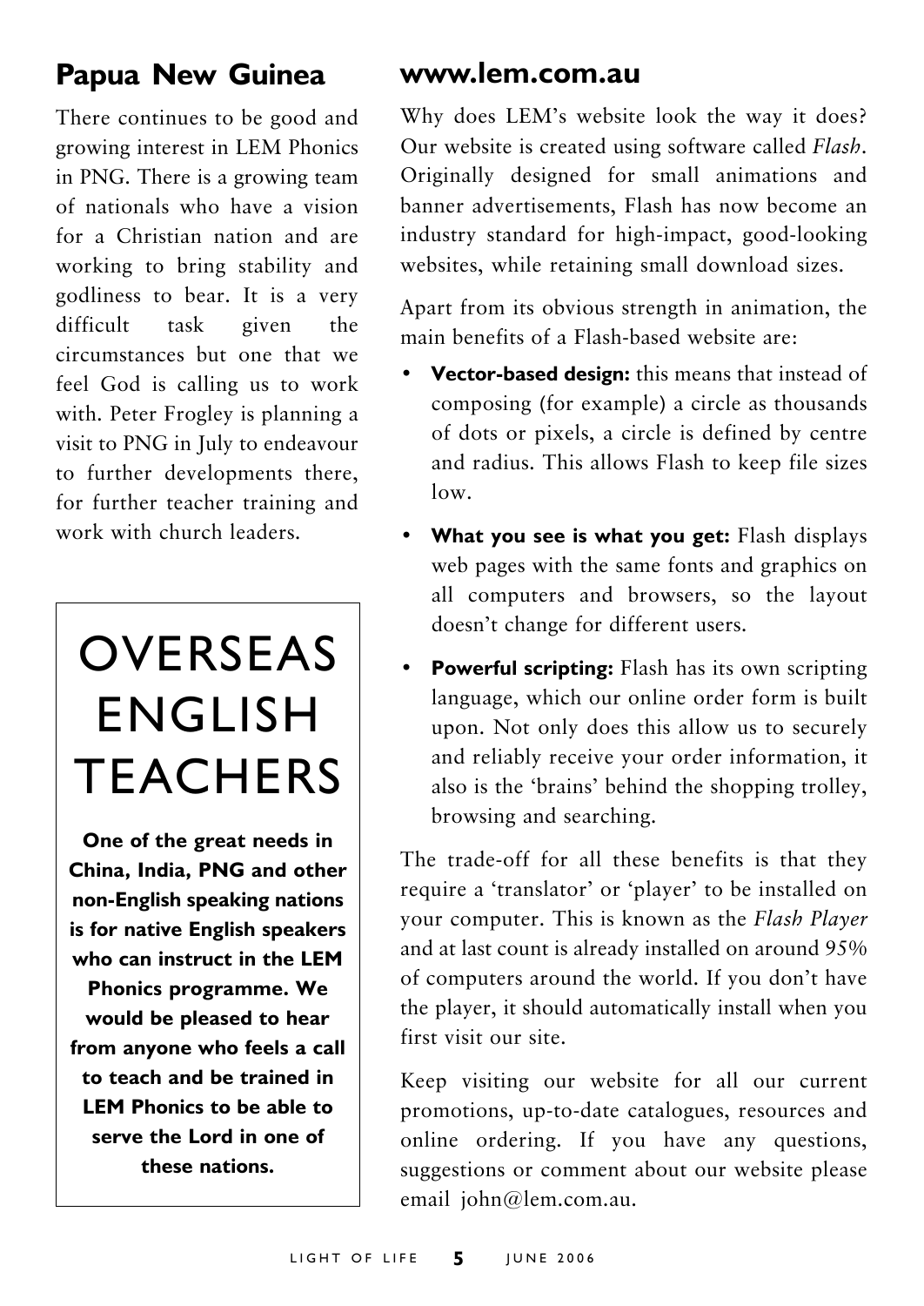## Papua New Guinea

There continues to be good and growing interest in LEM Phonics in PNG. There is a growing team of nationals who have a vision for a Christian nation and are working to bring stability and godliness to bear. It is a very difficult task given the circumstances but one that we feel God is calling us to work with. Peter Frogley is planning a visit to PNG in July to endeavour to further developments there, for further teacher training and work with church leaders.

## OVERSEAS ENGLISH TEACHERS

**One of the great needs in China, India, PNG and other non-English speaking nations is for native English speakers who can instruct in the LEM Phonics programme. We would be pleased to hear from anyone who feels a call to teach and be trained in LEM Phonics to be able to serve the Lord in one of these nations.**

## www.lem.com.au

Why does LEM's website look the way it does? Our website is created using software called *Flash*. Originally designed for small animations and banner advertisements, Flash has now become an industry standard for high-impact, good-looking websites, while retaining small download sizes.

Apart from its obvious strength in animation, the main benefits of a Flash-based website are:

- **Vector-based design:** this means that instead of composing (for example) a circle as thousands of dots or pixels, a circle is defined by centre and radius. This allows Flash to keep file sizes low.
- **What you see is what you get:** Flash displays web pages with the same fonts and graphics on all computers and browsers, so the layout doesn't change for different users.
- **Powerful scripting:** Flash has its own scripting language, which our online order form is built upon. Not only does this allow us to securely and reliably receive your order information, it also is the 'brains' behind the shopping trolley, browsing and searching.

The trade-off for all these benefits is that they require a 'translator' or 'player' to be installed on your computer. This is known as the *Flash Player* and at last count is already installed on around 95% of computers around the world. If you don't have the player, it should automatically install when you first visit our site.

Keep visiting our website for all our current promotions, up-to-date catalogues, resources and online ordering. If you have any questions, suggestions or comment about our website please email john@lem.com.au.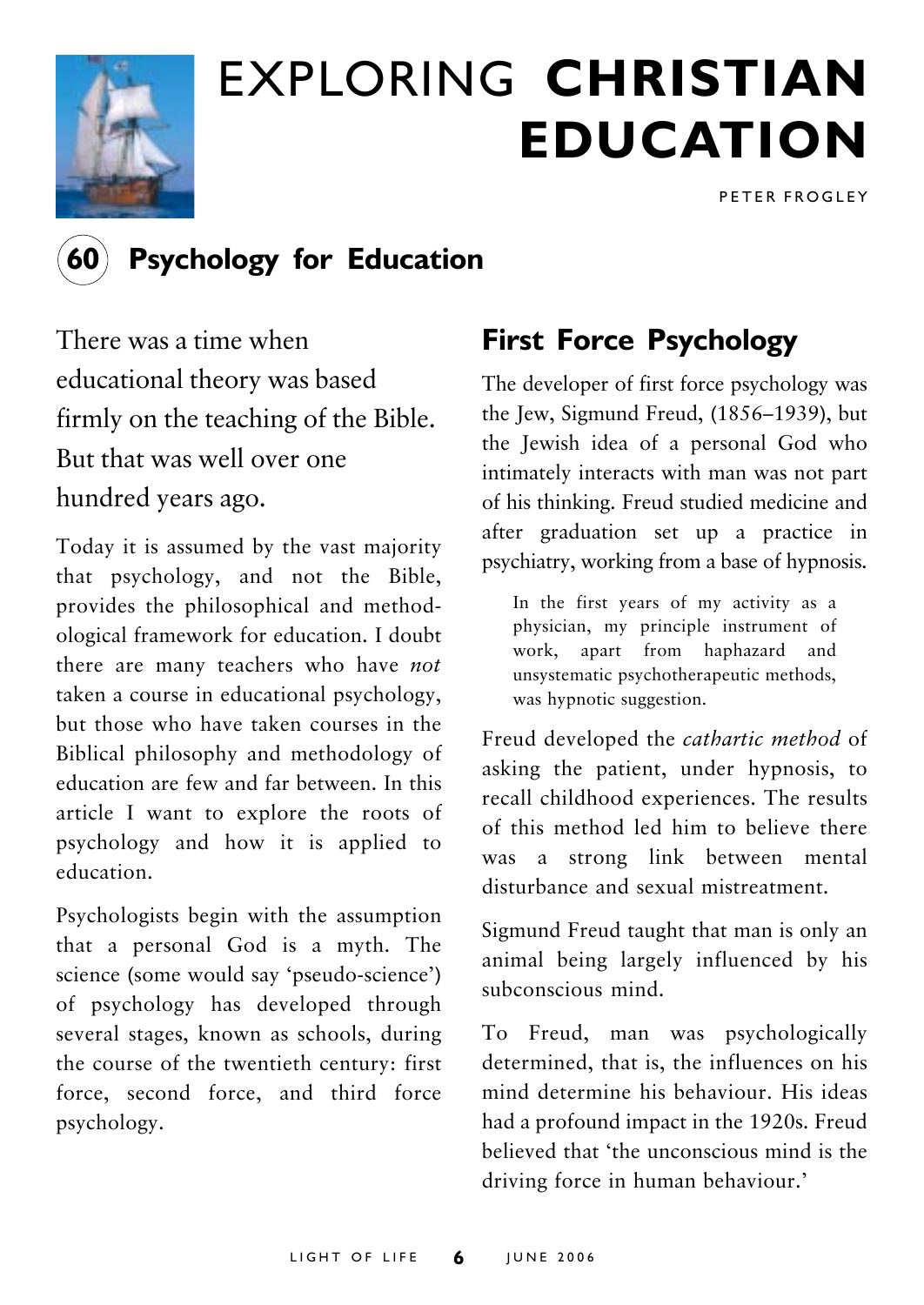# EXPLORING **CHRISTIAN EDUCATION**

PETER FROGLEY

## 60 Psychology for Education

There was a time when educational theory was based firmly on the teaching of the Bible. But that was well over one hundred years ago.

Today it is assumed by the vast majority that psychology, and not the Bible, provides the philosophical and methodological framework for education. I doubt there are many teachers who have *not* taken a course in educational psychology, but those who have taken courses in the Biblical philosophy and methodology of education are few and far between. In this article I want to explore the roots of psychology and how it is applied to education.

Psychologists begin with the assumption that a personal God is a myth. The science (some would say 'pseudo-science') of psychology has developed through several stages, known as schools, during the course of the twentieth century: first force, second force, and third force psychology.

## First Force Psychology

The developer of first force psychology was the Jew, Sigmund Freud, (1856–1939), but the Jewish idea of a personal God who intimately interacts with man was not part of his thinking. Freud studied medicine and after graduation set up a practice in psychiatry, working from a base of hypnosis.

> In the first years of my activity as a physician, my principle instrument of work, apart from haphazard and unsystematic psychotherapeutic methods, was hypnotic suggestion.

Freud developed the *cathartic method* of asking the patient, under hypnosis, to recall childhood experiences. The results of this method led him to believe there was a strong link between mental disturbance and sexual mistreatment.

Sigmund Freud taught that man is only an animal being largely influenced by his subconscious mind.

To Freud, man was psychologically determined, that is, the influences on his mind determine his behaviour. His ideas had a profound impact in the 1920s. Freud believed that 'the unconscious mind is the driving force in human behaviour.'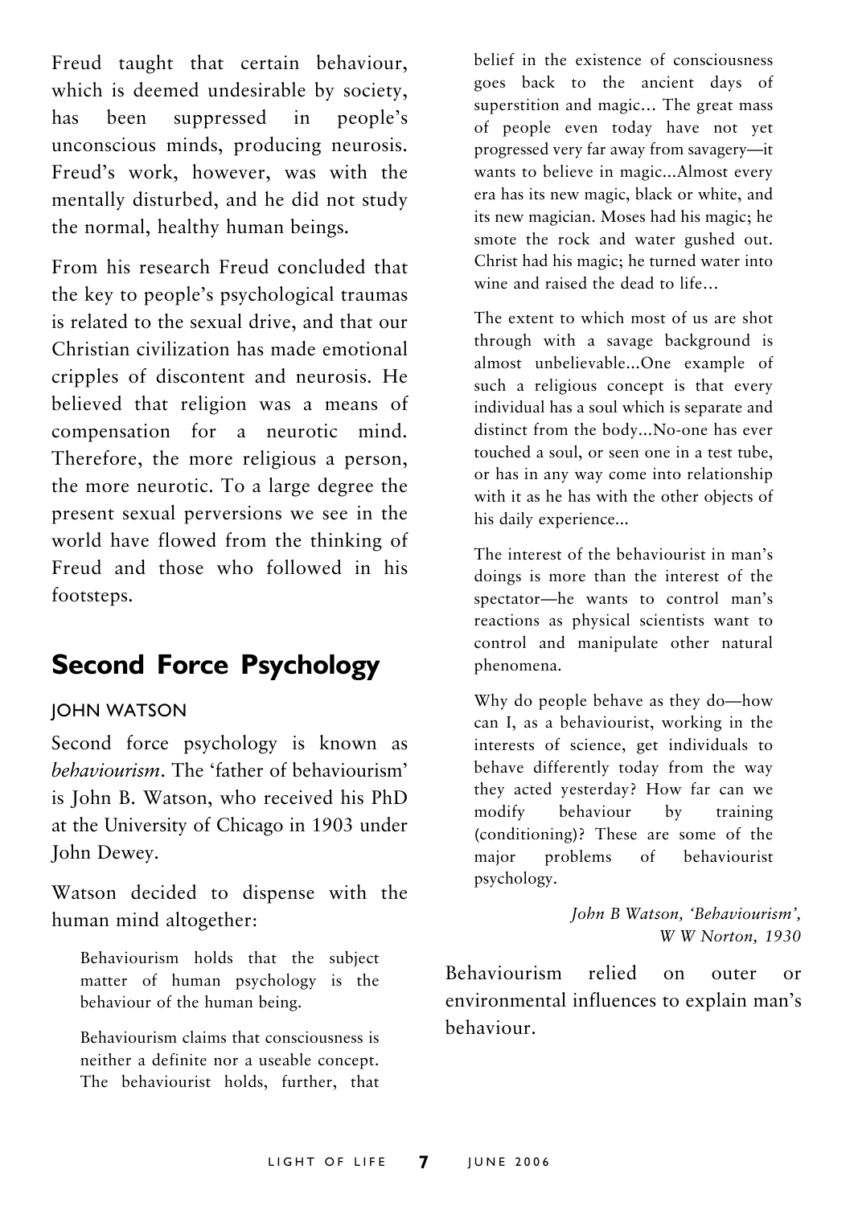Freud taught that certain behaviour, which is deemed undesirable by society, has been suppressed in people's unconscious minds, producing neurosis. Freud's work, however, was with the mentally disturbed, and he did not study the normal, healthy human beings.

From his research Freud concluded that the key to people's psychological traumas is related to the sexual drive, and that our Christian civilization has made emotional cripples of discontent and neurosis. He believed that religion was a means of compensation for a neurotic mind. Therefore, the more religious a person, the more neurotic. To a large degree the present sexual perversions we see in the world have flowed from the thinking of Freud and those who followed in his footsteps.

## Second Force Psychology

### JOHN WATSON

Second force psychology is known as *behaviourism*. The 'father of behaviourism' is John B. Watson, who received his PhD at the University of Chicago in 1903 under John Dewey.

Watson decided to dispense with the human mind altogether:

> Behaviourism holds that the subject matter of human psychology is the behaviour of the human being.
>
> Behaviourism claims that consciousness is neither a definite nor a useable concept. The behaviourist holds, further, that belief in the existence of consciousness goes back to the ancient days of superstition and magic... The great mass of people even today have not yet progressed very far away from savagery—it wants to believe in magic...Almost every era has its new magic, black or white, and its new magician. Moses had his magic; he smote the rock and water gushed out. Christ had his magic; he turned water into wine and raised the dead to life...
>
> The extent to which most of us are shot through with a savage background is almost unbelievable...One example of such a religious concept is that every individual has a soul which is separate and distinct from the body...No-one has ever touched a soul, or seen one in a test tube, or has in any way come into relationship with it as he has with the other objects of his daily experience...
>
> The interest of the behaviourist in man's doings is more than the interest of the spectator—he wants to control man's reactions as physical scientists want to control and manipulate other natural phenomena.
>
> Why do people behave as they do—how can I, as a behaviourist, working in the interests of science, get individuals to behave differently today from the way they acted yesterday? How far can we modify behaviour by training (conditioning)? These are some of the major problems of behaviourist psychology.
>
> *John B Watson, 'Behaviourism', W W Norton, 1930*

Behaviourism relied on outer or environmental influences to explain man's behaviour.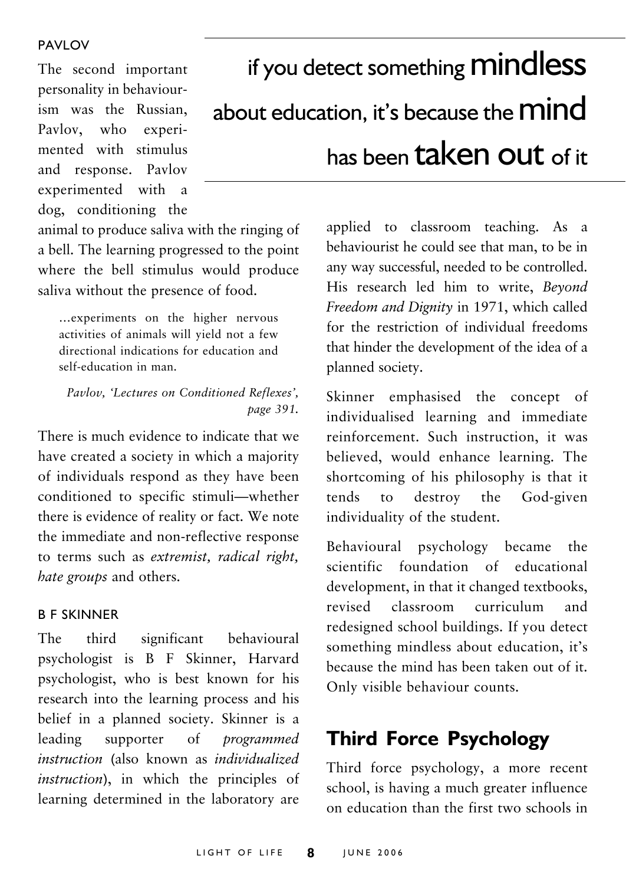#### PAVLOV

The second important personality in behaviourism was the Russian, Pavlov, who experimented with stimulus and response. Pavlov experimented with a dog, conditioning the animal to produce saliva with the ringing of a bell. The learning progressed to the point where the bell stimulus would produce saliva without the presence of food.

> ...experiments on the higher nervous activities of animals will yield not a few directional indications for education and self-education in man.
>
> *Pavlov, 'Lectures on Conditioned Reflexes', page 391.*

There is much evidence to indicate that we have created a society in which a majority of individuals respond as they have been conditioned to specific stimuli—whether there is evidence of reality or fact. We note the immediate and non-reflective response to terms such as *extremist, radical right, hate groups* and others.

> if you detect something **mindless** about education, it's because the **mind** has been **taken out** of it

#### B F SKINNER

The third significant behavioural psychologist is B F Skinner, Harvard psychologist, who is best known for his research into the learning process and his belief in a planned society. Skinner is a leading supporter of *programmed instruction* (also known as *individualized instruction*), in which the principles of learning determined in the laboratory are applied to classroom teaching. As a behaviourist he could see that man, to be in any way successful, needed to be controlled. His research led him to write, *Beyond Freedom and Dignity* in 1971, which called for the restriction of individual freedoms that hinder the development of the idea of a planned society.

Skinner emphasised the concept of individualised learning and immediate reinforcement. Such instruction, it was believed, would enhance learning. The shortcoming of his philosophy is that it tends to destroy the God-given individuality of the student.

Behavioural psychology became the scientific foundation of educational development, in that it changed textbooks, revised classroom curriculum and redesigned school buildings. If you detect something mindless about education, it's because the mind has been taken out of it. Only visible behaviour counts.

## Third Force Psychology

Third force psychology, a more recent school, is having a much greater influence on education than the first two schools in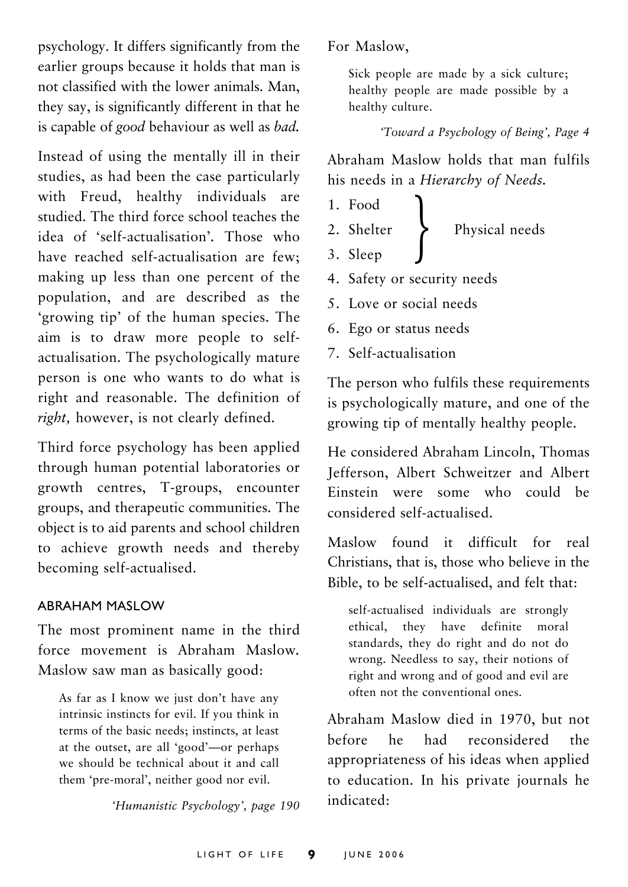psychology. It differs significantly from the earlier groups because it holds that man is not classified with the lower animals. Man, they say, is significantly different in that he is capable of *good* behaviour as well as *bad.*

Instead of using the mentally ill in their studies, as had been the case particularly with Freud, healthy individuals are studied. The third force school teaches the idea of 'self-actualisation'. Those who have reached self-actualisation are few; making up less than one percent of the population, and are described as the 'growing tip' of the human species. The aim is to draw more people to self-actualisation. The psychologically mature person is one who wants to do what is right and reasonable. The definition of *right,* however, is not clearly defined.

Third force psychology has been applied through human potential laboratories or growth centres, T-groups, encounter groups, and therapeutic communities. The object is to aid parents and school children to achieve growth needs and thereby becoming self-actualised.

### ABRAHAM MASLOW

The most prominent name in the third force movement is Abraham Maslow. Maslow saw man as basically good:

> As far as I know we just don't have any intrinsic instincts for evil. If you think in terms of the basic needs; instincts, at least at the outset, are all 'good'—or perhaps we should be technical about it and call them 'pre-moral', neither good nor evil.
>
> *'Humanistic Psychology', page 190*

For Maslow,

> Sick people are made by a sick culture; healthy people are made possible by a healthy culture.
>
> *'Toward a Psychology of Being', Page 4*

Abraham Maslow holds that man fulfils his needs in a *Hierarchy of Needs.*

1. Food }
2. Shelter } Physical needs
3. Sleep }
4. Safety or security needs
5. Love or social needs
6. Ego or status needs
7. Self-actualisation

The person who fulfils these requirements is psychologically mature, and one of the growing tip of mentally healthy people.

He considered Abraham Lincoln, Thomas Jefferson, Albert Schweitzer and Albert Einstein were some who could be considered self-actualised.

Maslow found it difficult for real Christians, that is, those who believe in the Bible, to be self-actualised, and felt that:

> self-actualised individuals are strongly ethical, they have definite moral standards, they do right and do not do wrong. Needless to say, their notions of right and wrong and of good and evil are often not the conventional ones.

Abraham Maslow died in 1970, but not before he had reconsidered the appropriateness of his ideas when applied to education. In his private journals he indicated: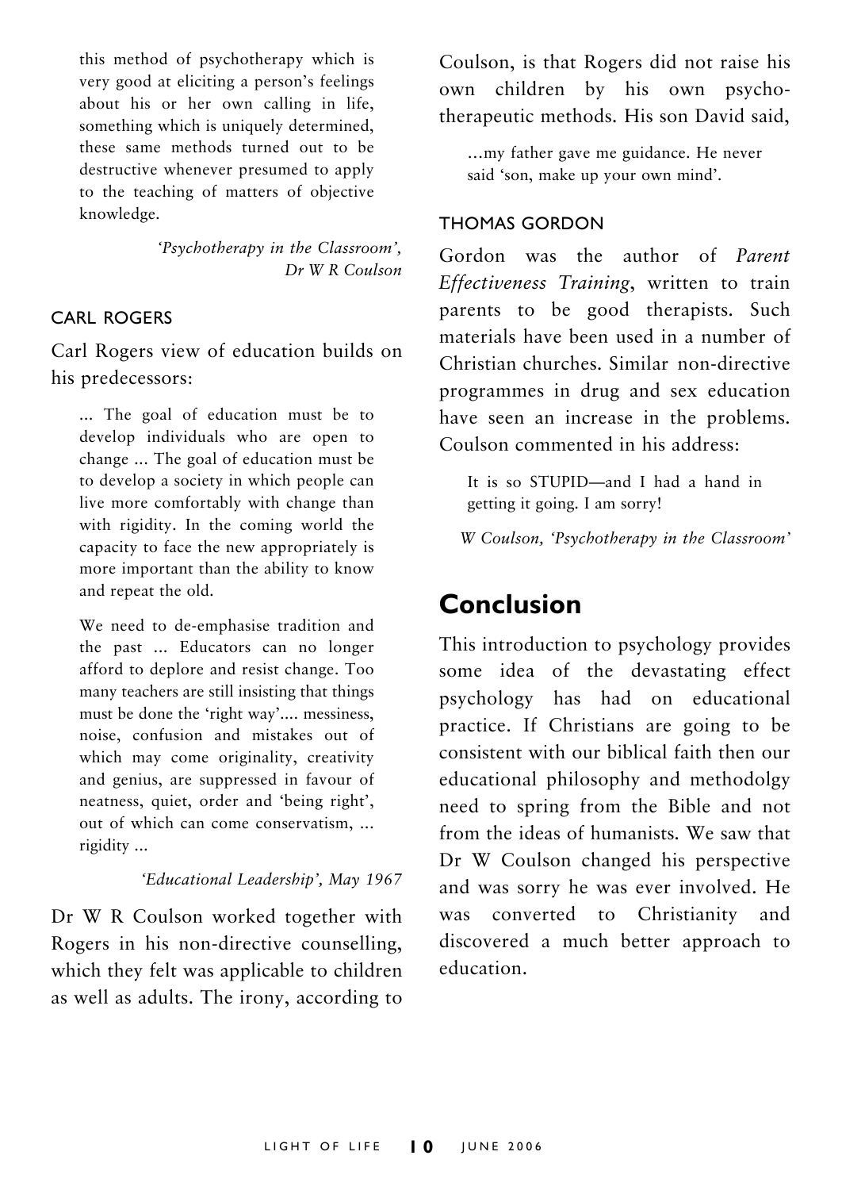> this method of psychotherapy which is very good at eliciting a person's feelings about his or her own calling in life, something which is uniquely determined, these same methods turned out to be destructive whenever presumed to apply to the teaching of matters of objective knowledge.
>
> *'Psychotherapy in the Classroom', Dr W R Coulson*

### CARL ROGERS

Carl Rogers view of education builds on his predecessors:

> ... The goal of education must be to develop individuals who are open to change ... The goal of education must be to develop a society in which people can live more comfortably with change than with rigidity. In the coming world the capacity to face the new appropriately is more important than the ability to know and repeat the old.
>
> We need to de-emphasise tradition and the past ... Educators can no longer afford to deplore and resist change. Too many teachers are still insisting that things must be done the 'right way'.... messiness, noise, confusion and mistakes out of which may come originality, creativity and genius, are suppressed in favour of neatness, quiet, order and 'being right', out of which can come conservatism, ... rigidity ...
>
> *'Educational Leadership', May 1967*

Dr W R Coulson worked together with Rogers in his non-directive counselling, which they felt was applicable to children as well as adults. The irony, according to Coulson, is that Rogers did not raise his own children by his own psychotherapeutic methods. His son David said,

> ...my father gave me guidance. He never said 'son, make up your own mind'.

### THOMAS GORDON

Gordon was the author of *Parent Effectiveness Training*, written to train parents to be good therapists. Such materials have been used in a number of Christian churches. Similar non-directive programmes in drug and sex education have seen an increase in the problems. Coulson commented in his address:

> It is so STUPID—and I had a hand in getting it going. I am sorry!
>
> *W Coulson, 'Psychotherapy in the Classroom'*

## Conclusion

This introduction to psychology provides some idea of the devastating effect psychology has had on educational practice. If Christians are going to be consistent with our biblical faith then our educational philosophy and methodolgy need to spring from the Bible and not from the ideas of humanists. We saw that Dr W Coulson changed his perspective and was sorry he was ever involved. He was converted to Christianity and discovered a much better approach to education.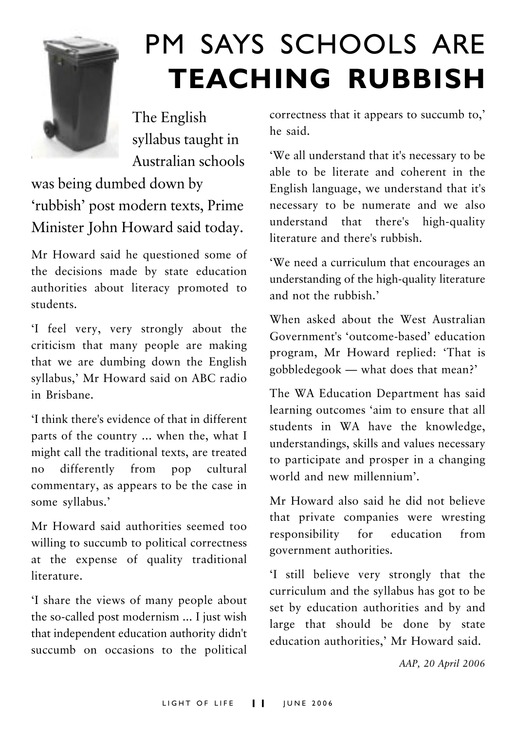# PM SAYS SCHOOLS ARE **TEACHING RUBBISH**

The English syllabus taught in Australian schools was being dumbed down by 'rubbish' post modern texts, Prime Minister John Howard said today.

Mr Howard said he questioned some of the decisions made by state education authorities about literacy promoted to students.

'I feel very, very strongly about the criticism that many people are making that we are dumbing down the English syllabus,' Mr Howard said on ABC radio in Brisbane.

'I think there's evidence of that in different parts of the country ... when the, what I might call the traditional texts, are treated no differently from pop cultural commentary, as appears to be the case in some syllabus.'

Mr Howard said authorities seemed too willing to succumb to political correctness at the expense of quality traditional literature.

'I share the views of many people about the so-called post modernism ... I just wish that independent education authority didn't succumb on occasions to the political correctness that it appears to succumb to,' he said.

'We all understand that it's necessary to be able to be literate and coherent in the English language, we understand that it's necessary to be numerate and we also understand that there's high-quality literature and there's rubbish.

'We need a curriculum that encourages an understanding of the high-quality literature and not the rubbish.'

When asked about the West Australian Government's 'outcome-based' education program, Mr Howard replied: 'That is gobbledegook — what does that mean?'

The WA Education Department has said learning outcomes 'aim to ensure that all students in WA have the knowledge, understandings, skills and values necessary to participate and prosper in a changing world and new millennium'.

Mr Howard also said he did not believe that private companies were wresting responsibility for education from government authorities.

'I still believe very strongly that the curriculum and the syllabus has got to be set by education authorities and by and large that should be done by state education authorities,' Mr Howard said.

*AAP, 20 April 2006*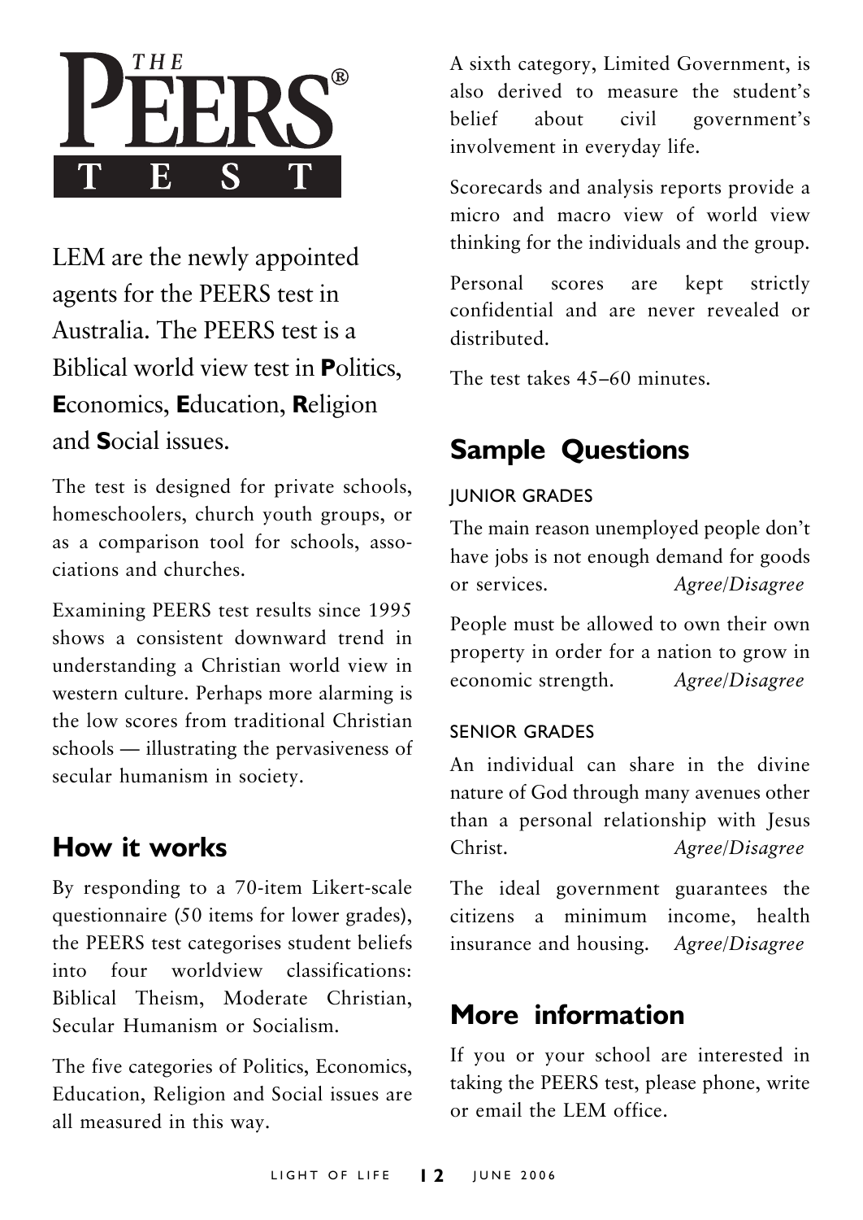# THE PEERS® TEST

LEM are the newly appointed agents for the PEERS test in Australia. The PEERS test is a Biblical world view test in **P**olitics, **E**conomics, **E**ducation, **R**eligion and **S**ocial issues.

The test is designed for private schools, homeschoolers, church youth groups, or as a comparison tool for schools, associations and churches.

Examining PEERS test results since 1995 shows a consistent downward trend in understanding a Christian world view in western culture. Perhaps more alarming is the low scores from traditional Christian schools — illustrating the pervasiveness of secular humanism in society.

## How it works

By responding to a 70-item Likert-scale questionnaire (50 items for lower grades), the PEERS test categorises student beliefs into four worldview classifications: Biblical Theism, Moderate Christian, Secular Humanism or Socialism.

The five categories of Politics, Economics, Education, Religion and Social issues are all measured in this way.

A sixth category, Limited Government, is also derived to measure the student's belief about civil government's involvement in everyday life.

Scorecards and analysis reports provide a micro and macro view of world view thinking for the individuals and the group.

Personal scores are kept strictly confidential and are never revealed or distributed.

The test takes 45–60 minutes.

## Sample Questions

### JUNIOR GRADES

The main reason unemployed people don't have jobs is not enough demand for goods or services. *Agree/Disagree*

People must be allowed to own their own property in order for a nation to grow in economic strength. *Agree/Disagree*

### SENIOR GRADES

An individual can share in the divine nature of God through many avenues other than a personal relationship with Jesus Christ. *Agree/Disagree*

The ideal government guarantees the citizens a minimum income, health insurance and housing. *Agree/Disagree*

## More information

If you or your school are interested in taking the PEERS test, please phone, write or email the LEM office.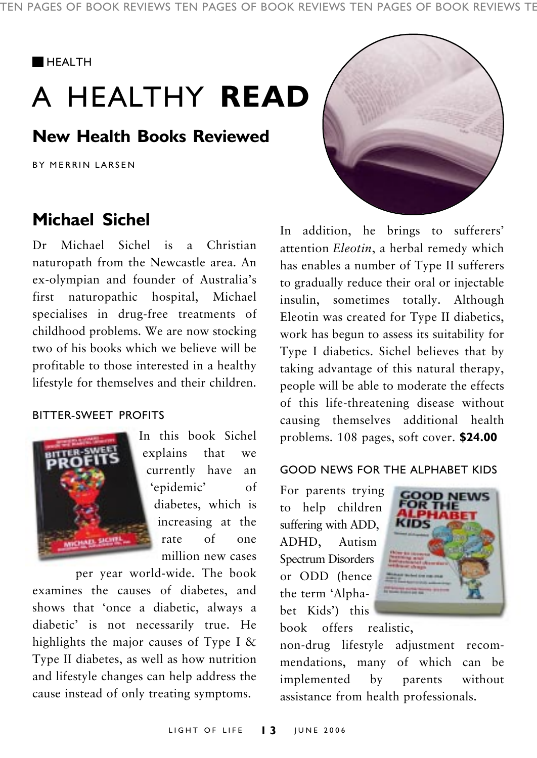■ HEALTH

# A HEALTHY **READ**

## New Health Books Reviewed

BY MERRIN LARSEN

## Michael Sichel

Dr Michael Sichel is a Christian naturopath from the Newcastle area. An ex-olympian and founder of Australia's first naturopathic hospital, Michael specialises in drug-free treatments of childhood problems. We are now stocking two of his books which we believe will be profitable to those interested in a healthy lifestyle for themselves and their children.

### BITTER-SWEET PROFITS

In this book Sichel explains that we currently have an 'epidemic' of diabetes, which is increasing at the rate of one million new cases per year world-wide. The book examines the causes of diabetes, and shows that 'once a diabetic, always a diabetic' is not necessarily true. He highlights the major causes of Type I & Type II diabetes, as well as how nutrition and lifestyle changes can help address the cause instead of only treating symptoms.

In addition, he brings to sufferers' attention *Eleotin*, a herbal remedy which has enables a number of Type II sufferers to gradually reduce their oral or injectable insulin, sometimes totally. Although Eleotin was created for Type II diabetics, work has begun to assess its suitability for Type I diabetics. Sichel believes that by taking advantage of this natural therapy, people will be able to moderate the effects of this life-threatening disease without causing themselves additional health problems. 108 pages, soft cover. **$24.00**

### GOOD NEWS FOR THE ALPHABET KIDS

For parents trying to help children suffering with ADD, ADHD, Autism Spectrum Disorders or ODD (hence the term 'Alphabet Kids') this book offers realistic, non-drug lifestyle adjustment recommendations, many of which can be implemented by parents without assistance from health professionals.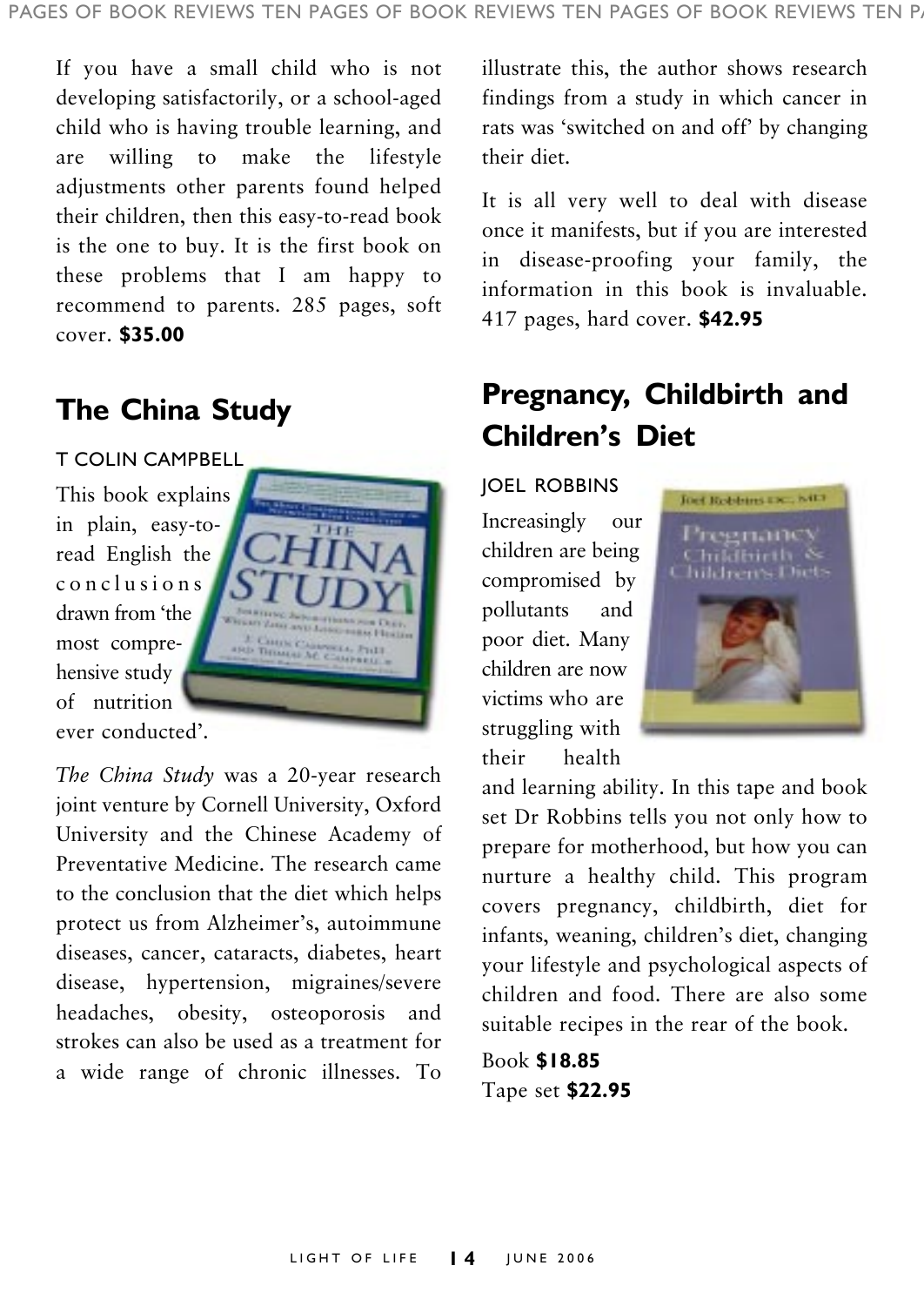If you have a small child who is not developing satisfactorily, or a school-aged child who is having trouble learning, and are willing to make the lifestyle adjustments other parents found helped their children, then this easy-to-read book is the one to buy. It is the first book on these problems that I am happy to recommend to parents. 285 pages, soft cover. **$35.00**

## The China Study

T COLIN CAMPBELL

This book explains in plain, easy-to-read English the conclusions drawn from 'the most comprehensive study of nutrition ever conducted'.

*The China Study* was a 20-year research joint venture by Cornell University, Oxford University and the Chinese Academy of Preventative Medicine. The research came to the conclusion that the diet which helps protect us from Alzheimer's, autoimmune diseases, cancer, cataracts, diabetes, heart disease, hypertension, migraines/severe headaches, obesity, osteoporosis and strokes can also be used as a treatment for a wide range of chronic illnesses. To illustrate this, the author shows research findings from a study in which cancer in rats was 'switched on and off' by changing their diet.

It is all very well to deal with disease once it manifests, but if you are interested in disease-proofing your family, the information in this book is invaluable. 417 pages, hard cover. **$42.95**

## Pregnancy, Childbirth and Children's Diet

JOEL ROBBINS

Increasingly our children are being compromised by pollutants and poor diet. Many children are now victims who are struggling with their health and learning ability. In this tape and book set Dr Robbins tells you not only how to prepare for motherhood, but how you can nurture a healthy child. This program covers pregnancy, childbirth, diet for infants, weaning, children's diet, changing your lifestyle and psychological aspects of children and food. There are also some suitable recipes in the rear of the book.

Book **$18.85**
Tape set **$22.95**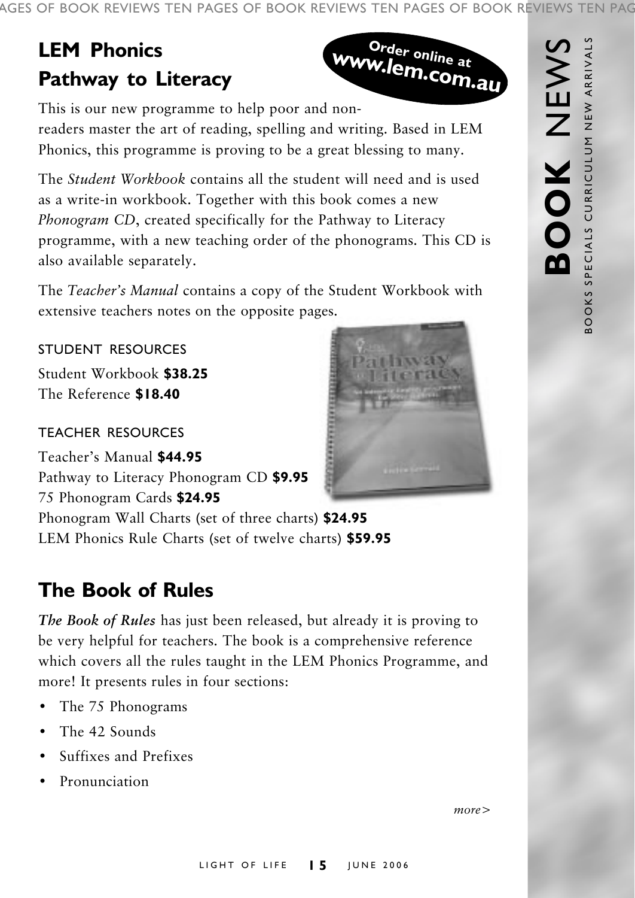## LEM Phonics Pathway to Literacy

**Order online at www.lem.com.au**

This is our new programme to help poor and non-readers master the art of reading, spelling and writing. Based in LEM Phonics, this programme is proving to be a great blessing to many.

The *Student Workbook* contains all the student will need and is used as a write-in workbook. Together with this book comes a new *Phonogram CD*, created specifically for the Pathway to Literacy programme, with a new teaching order of the phonograms. This CD is also available separately.

The *Teacher's Manual* contains a copy of the Student Workbook with extensive teachers notes on the opposite pages.

STUDENT RESOURCES

Student Workbook **$38.25**
The Reference **$18.40**

TEACHER RESOURCES

Teacher's Manual **$44.95**
Pathway to Literacy Phonogram CD **$9.95**
75 Phonogram Cards **$24.95**
Phonogram Wall Charts (set of three charts) **$24.95**
LEM Phonics Rule Charts (set of twelve charts) **$59.95**

## The Book of Rules

***The Book of Rules*** has just been released, but already it is proving to be very helpful for teachers. The book is a comprehensive reference which covers all the rules taught in the LEM Phonics Programme, and more! It presents rules in four sections:

- The 75 Phonograms
- The 42 Sounds
- Suffixes and Prefixes
- Pronunciation

*more>*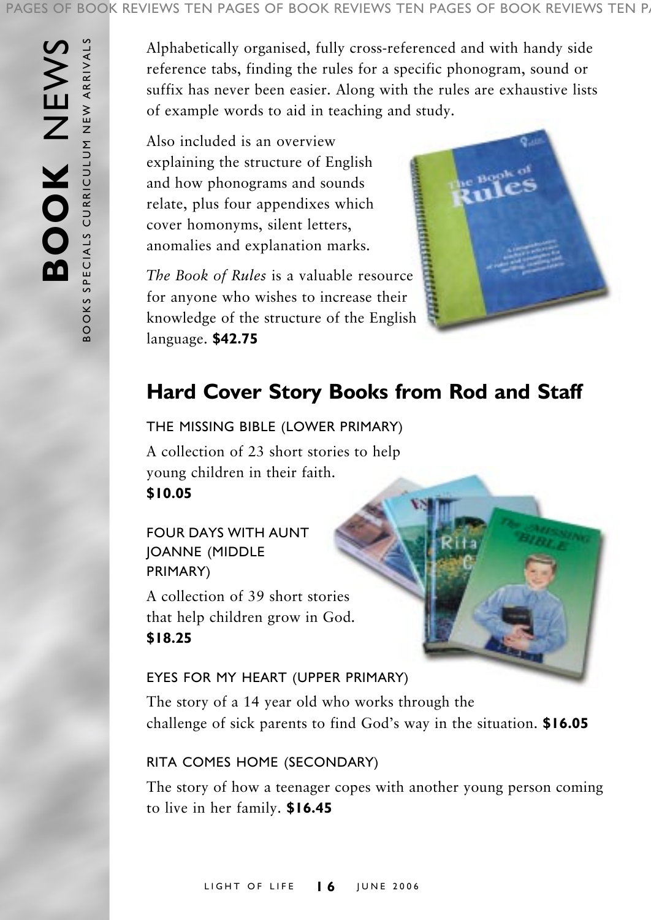Alphabetically organised, fully cross-referenced and with handy side reference tabs, finding the rules for a specific phonogram, sound or suffix has never been easier. Along with the rules are exhaustive lists of example words to aid in teaching and study.

Also included is an overview explaining the structure of English and how phonograms and sounds relate, plus four appendixes which cover homonyms, silent letters, anomalies and explanation marks.

*The Book of Rules* is a valuable resource for anyone who wishes to increase their knowledge of the structure of the English language. **$42.75**

## Hard Cover Story Books from Rod and Staff

THE MISSING BIBLE (LOWER PRIMARY)

A collection of 23 short stories to help young children in their faith. **$10.05**

FOUR DAYS WITH AUNT JOANNE (MIDDLE PRIMARY)

A collection of 39 short stories that help children grow in God. **$18.25**

EYES FOR MY HEART (UPPER PRIMARY)

The story of a 14 year old who works through the challenge of sick parents to find God's way in the situation. **$16.05**

RITA COMES HOME (SECONDARY)

The story of how a teenager copes with another young person coming to live in her family. **$16.45**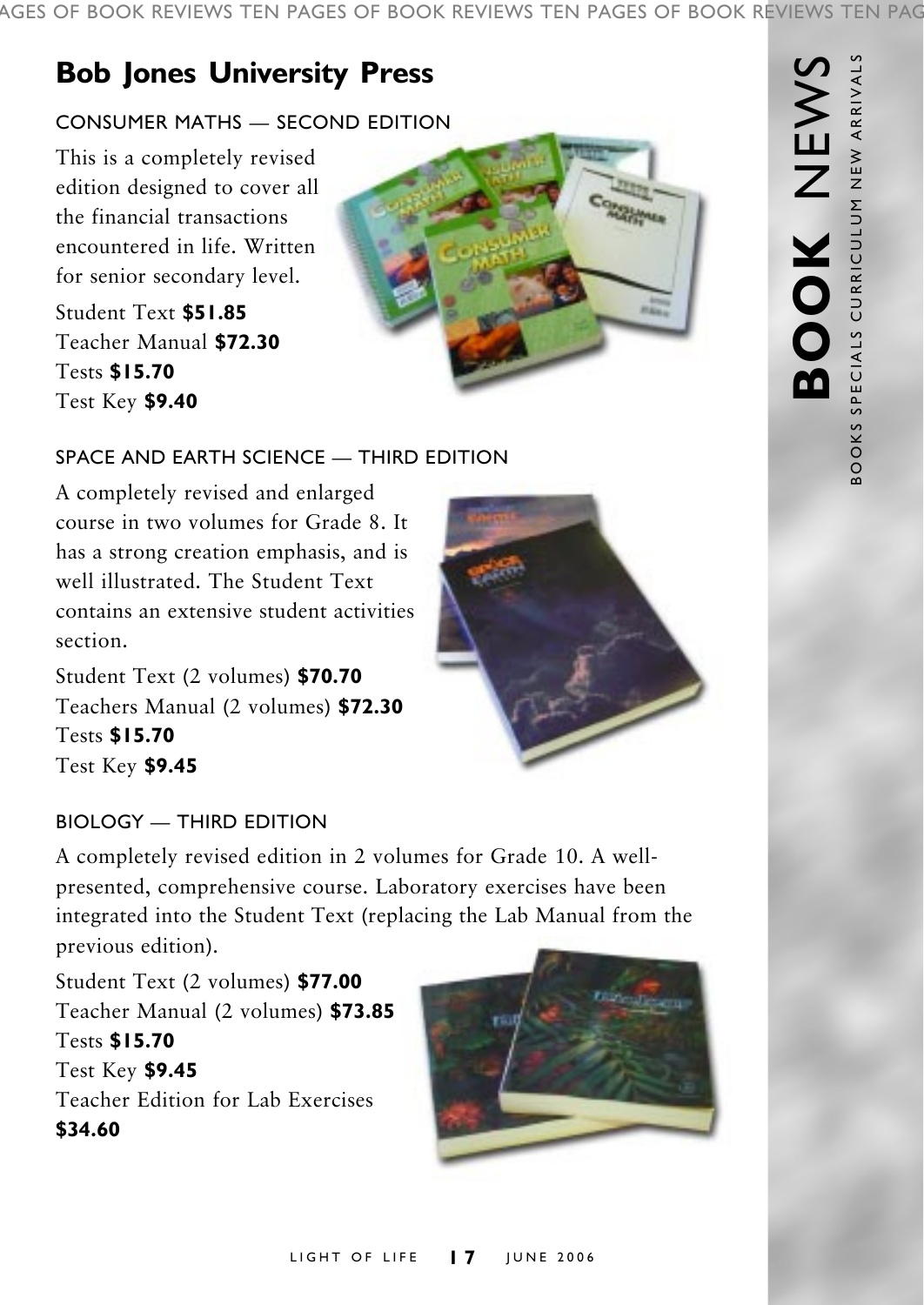## Bob Jones University Press

### CONSUMER MATHS — SECOND EDITION

This is a completely revised edition designed to cover all the financial transactions encountered in life. Written for senior secondary level.

Student Text **$51.85**
Teacher Manual **$72.30**
Tests **$15.70**
Test Key **$9.40**

### SPACE AND EARTH SCIENCE — THIRD EDITION

A completely revised and enlarged course in two volumes for Grade 8. It has a strong creation emphasis, and is well illustrated. The Student Text contains an extensive student activities section.

Student Text (2 volumes) **$70.70**
Teachers Manual (2 volumes) **$72.30**
Tests **$15.70**
Test Key **$9.45**

### BIOLOGY — THIRD EDITION

A completely revised edition in 2 volumes for Grade 10. A well-presented, comprehensive course. Laboratory exercises have been integrated into the Student Text (replacing the Lab Manual from the previous edition).

Student Text (2 volumes) **$77.00**
Teacher Manual (2 volumes) **$73.85**
Tests **$15.70**
Test Key **$9.45**
Teacher Edition for Lab Exercises **$34.60**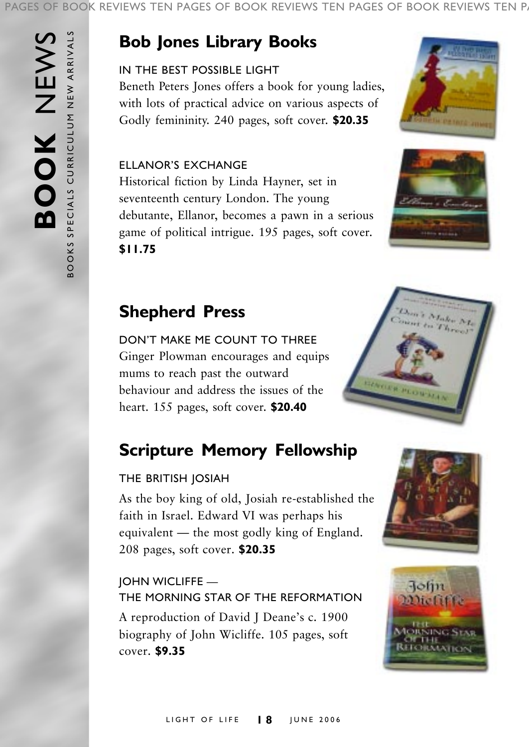## Bob Jones Library Books

IN THE BEST POSSIBLE LIGHT

Beneth Peters Jones offers a book for young ladies, with lots of practical advice on various aspects of Godly femininity. 240 pages, soft cover. **$20.35**

ELLANOR'S EXCHANGE

Historical fiction by Linda Hayner, set in seventeenth century London. The young debutante, Ellanor, becomes a pawn in a serious game of political intrigue. 195 pages, soft cover. **$11.75**

## Shepherd Press

DON'T MAKE ME COUNT TO THREE

Ginger Plowman encourages and equips mums to reach past the outward behaviour and address the issues of the heart. 155 pages, soft cover. **$20.40**

## Scripture Memory Fellowship

THE BRITISH JOSIAH

As the boy king of old, Josiah re-established the faith in Israel. Edward VI was perhaps his equivalent — the most godly king of England. 208 pages, soft cover. **$20.35**

JOHN WICLIFFE — THE MORNING STAR OF THE REFORMATION

A reproduction of David J Deane's c. 1900 biography of John Wicliffe. 105 pages, soft cover. **$9.35**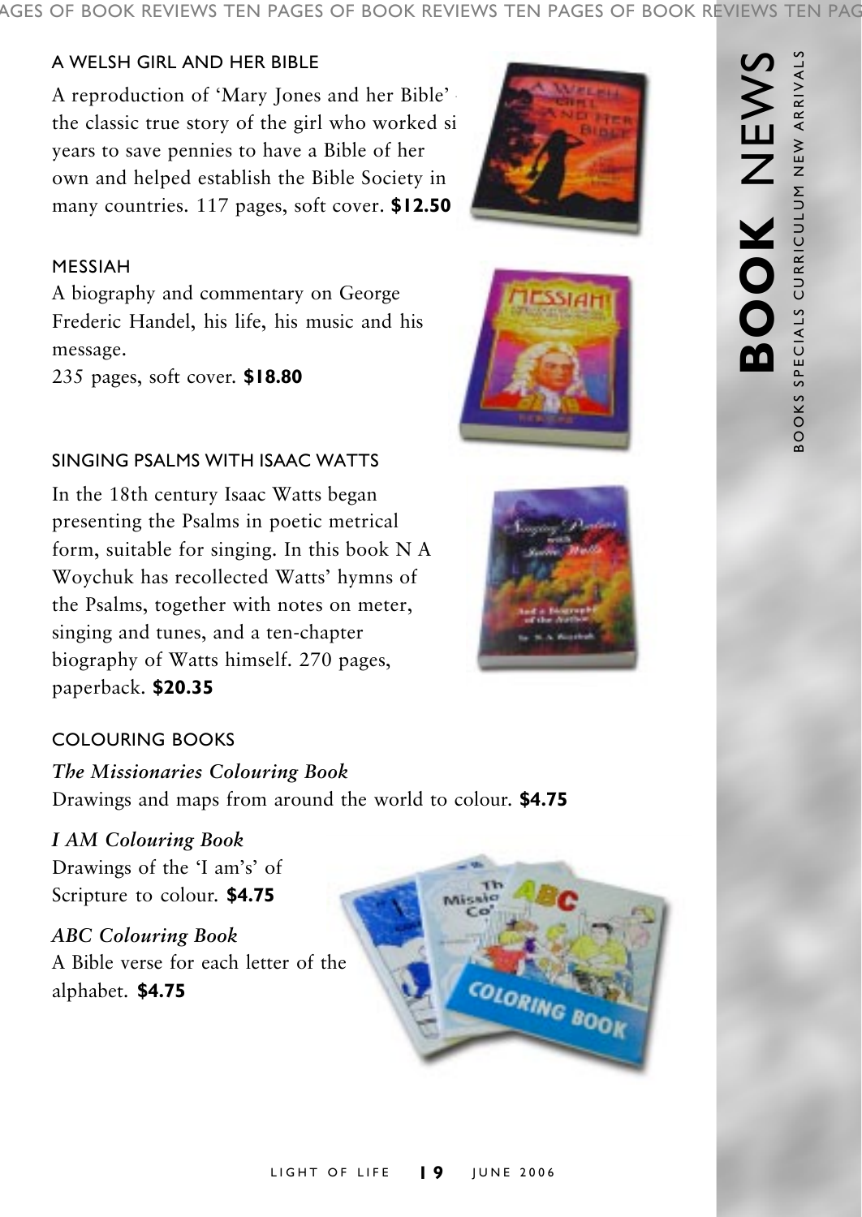## A WELSH GIRL AND HER BIBLE

A reproduction of 'Mary Jones and her Bible' - the classic true story of the girl who worked si years to save pennies to have a Bible of her own and helped establish the Bible Society in many countries. 117 pages, soft cover. **$12.50**

## MESSIAH

A biography and commentary on George Frederic Handel, his life, his music and his message.

235 pages, soft cover. **$18.80**

## SINGING PSALMS WITH ISAAC WATTS

In the 18th century Isaac Watts began presenting the Psalms in poetic metrical form, suitable for singing. In this book N A Woychuk has recollected Watts' hymns of the Psalms, together with notes on meter, singing and tunes, and a ten-chapter biography of Watts himself. 270 pages, paperback. **$20.35**

## COLOURING BOOKS

***The Missionaries Colouring Book***

Drawings and maps from around the world to colour. **$4.75**

***I AM Colouring Book***

Drawings of the 'I am's' of Scripture to colour. **$4.75**

***ABC Colouring Book***

A Bible verse for each letter of the alphabet. **$4.75**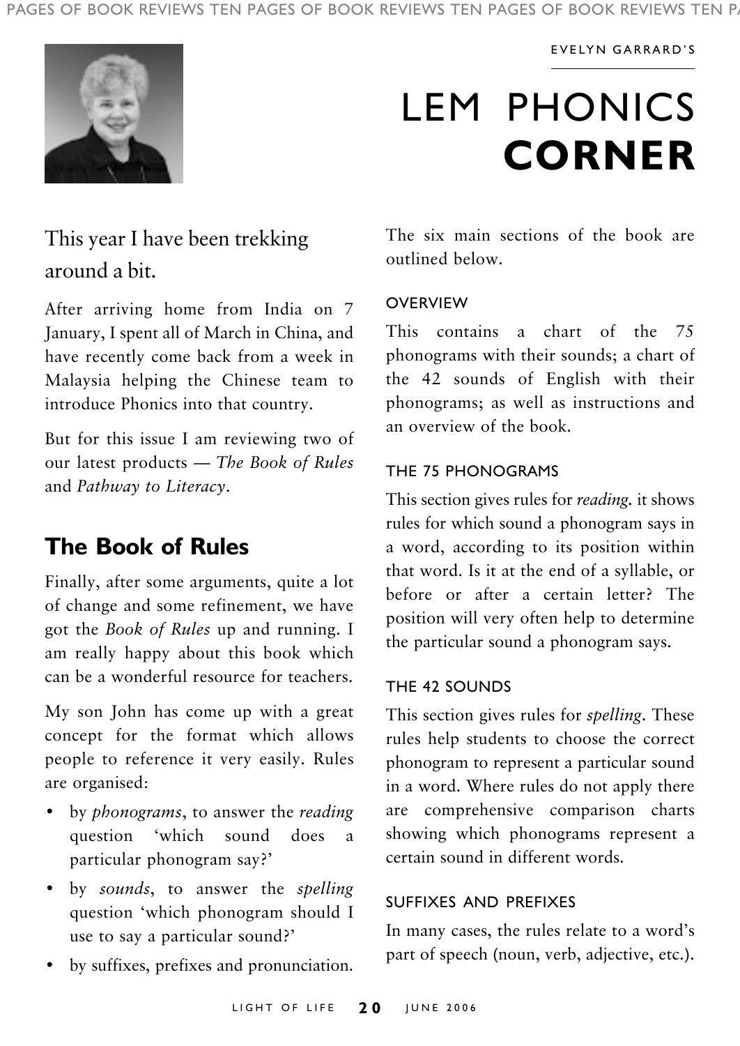EVELYN GARRARD'S

# LEM PHONICS **CORNER**

This year I have been trekking around a bit.

After arriving home from India on 7 January, I spent all of March in China, and have recently come back from a week in Malaysia helping the Chinese team to introduce Phonics into that country.

But for this issue I am reviewing two of our latest products — *The Book of Rules* and *Pathway to Literacy*.

## The Book of Rules

Finally, after some arguments, quite a lot of change and some refinement, we have got the *Book of Rules* up and running. I am really happy about this book which can be a wonderful resource for teachers.

My son John has come up with a great concept for the format which allows people to reference it very easily. Rules are organised:

- by *phonograms*, to answer the *reading* question 'which sound does a particular phonogram say?'
- by *sounds*, to answer the *spelling* question 'which phonogram should I use to say a particular sound?'
- by suffixes, prefixes and pronunciation.

The six main sections of the book are outlined below.

### OVERVIEW

This contains a chart of the 75 phonograms with their sounds; a chart of the 42 sounds of English with their phonograms; as well as instructions and an overview of the book.

### THE 75 PHONOGRAMS

This section gives rules for *reading*. it shows rules for which sound a phonogram says in a word, according to its position within that word. Is it at the end of a syllable, or before or after a certain letter? The position will very often help to determine the particular sound a phonogram says.

### THE 42 SOUNDS

This section gives rules for *spelling*. These rules help students to choose the correct phonogram to represent a particular sound in a word. Where rules do not apply there are comprehensive comparison charts showing which phonograms represent a certain sound in different words.

### SUFFIXES AND PREFIXES

In many cases, the rules relate to a word's part of speech (noun, verb, adjective, etc.).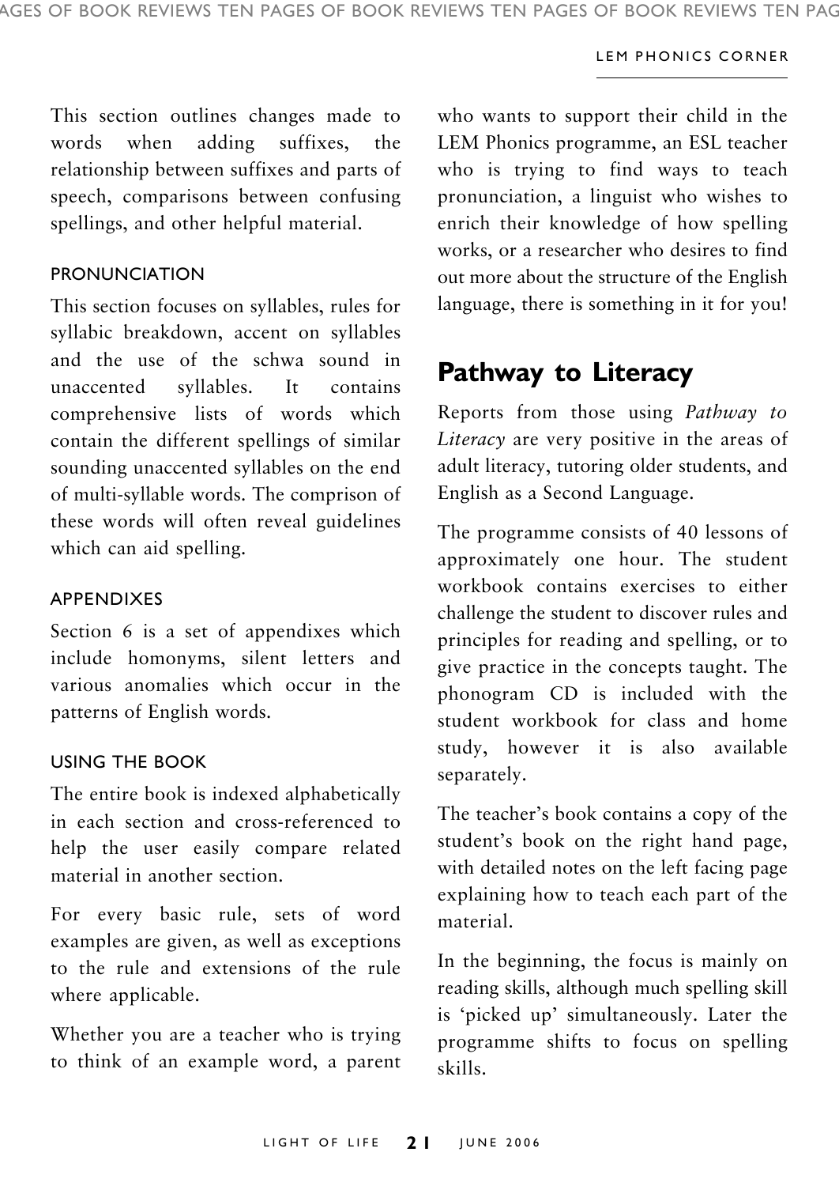This section outlines changes made to words when adding suffixes, the relationship between suffixes and parts of speech, comparisons between confusing spellings, and other helpful material.

### PRONUNCIATION

This section focuses on syllables, rules for syllabic breakdown, accent on syllables and the use of the schwa sound in unaccented syllables. It contains comprehensive lists of words which contain the different spellings of similar sounding unaccented syllables on the end of multi-syllable words. The comprison of these words will often reveal guidelines which can aid spelling.

### APPENDIXES

Section 6 is a set of appendixes which include homonyms, silent letters and various anomalies which occur in the patterns of English words.

### USING THE BOOK

The entire book is indexed alphabetically in each section and cross-referenced to help the user easily compare related material in another section.

For every basic rule, sets of word examples are given, as well as exceptions to the rule and extensions of the rule where applicable.

Whether you are a teacher who is trying to think of an example word, a parent who wants to support their child in the LEM Phonics programme, an ESL teacher who is trying to find ways to teach pronunciation, a linguist who wishes to enrich their knowledge of how spelling works, or a researcher who desires to find out more about the structure of the English language, there is something in it for you!

## Pathway to Literacy

Reports from those using *Pathway to Literacy* are very positive in the areas of adult literacy, tutoring older students, and English as a Second Language.

The programme consists of 40 lessons of approximately one hour. The student workbook contains exercises to either challenge the student to discover rules and principles for reading and spelling, or to give practice in the concepts taught. The phonogram CD is included with the student workbook for class and home study, however it is also available separately.

The teacher's book contains a copy of the student's book on the right hand page, with detailed notes on the left facing page explaining how to teach each part of the material.

In the beginning, the focus is mainly on reading skills, although much spelling skill is 'picked up' simultaneously. Later the programme shifts to focus on spelling skills.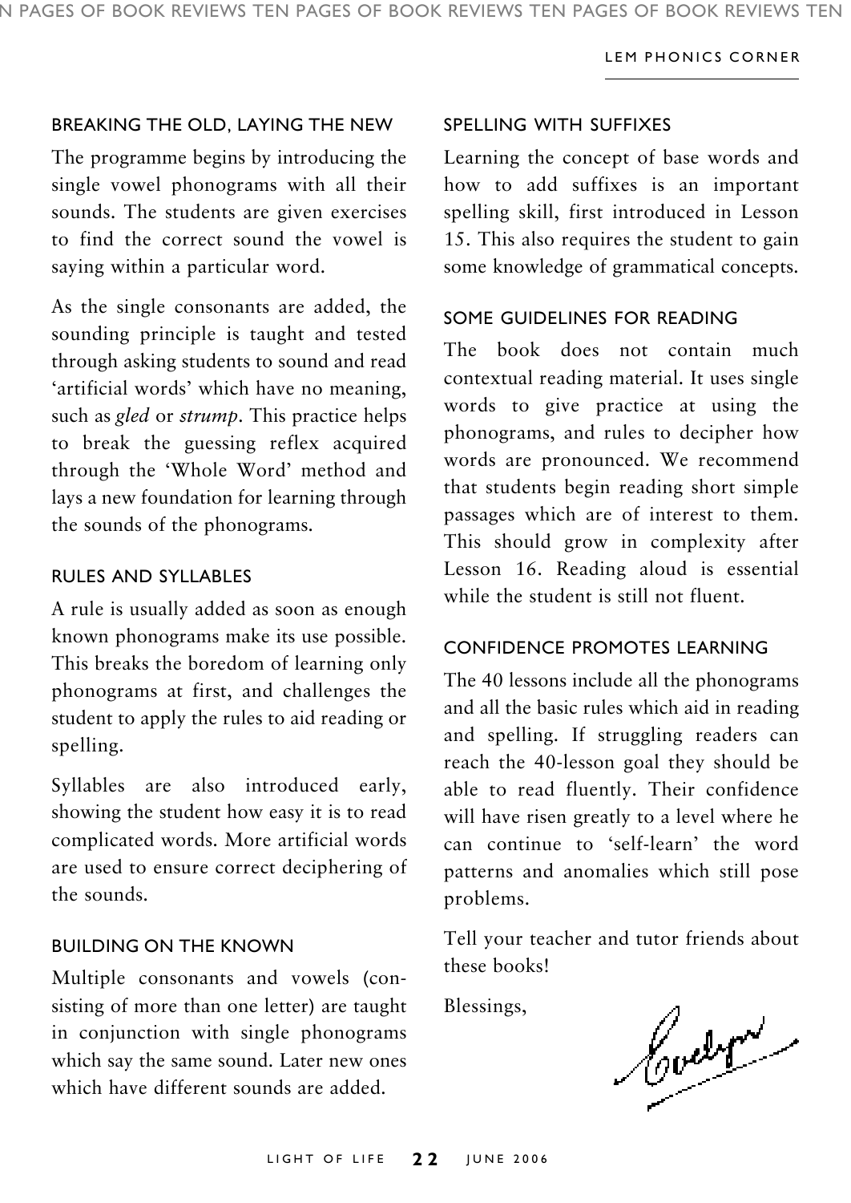### BREAKING THE OLD, LAYING THE NEW

The programme begins by introducing the single vowel phonograms with all their sounds. The students are given exercises to find the correct sound the vowel is saying within a particular word.

As the single consonants are added, the sounding principle is taught and tested through asking students to sound and read 'artificial words' which have no meaning, such as *gled* or *strump*. This practice helps to break the guessing reflex acquired through the 'Whole Word' method and lays a new foundation for learning through the sounds of the phonograms.

### RULES AND SYLLABLES

A rule is usually added as soon as enough known phonograms make its use possible. This breaks the boredom of learning only phonograms at first, and challenges the student to apply the rules to aid reading or spelling.

Syllables are also introduced early, showing the student how easy it is to read complicated words. More artificial words are used to ensure correct deciphering of the sounds.

### BUILDING ON THE KNOWN

Multiple consonants and vowels (consisting of more than one letter) are taught in conjunction with single phonograms which say the same sound. Later new ones which have different sounds are added.

### SPELLING WITH SUFFIXES

Learning the concept of base words and how to add suffixes is an important spelling skill, first introduced in Lesson 15. This also requires the student to gain some knowledge of grammatical concepts.

### SOME GUIDELINES FOR READING

The book does not contain much contextual reading material. It uses single words to give practice at using the phonograms, and rules to decipher how words are pronounced. We recommend that students begin reading short simple passages which are of interest to them. This should grow in complexity after Lesson 16. Reading aloud is essential while the student is still not fluent.

### CONFIDENCE PROMOTES LEARNING

The 40 lessons include all the phonograms and all the basic rules which aid in reading and spelling. If struggling readers can reach the 40-lesson goal they should be able to read fluently. Their confidence will have risen greatly to a level where he can continue to 'self-learn' the word patterns and anomalies which still pose problems.

Tell your teacher and tutor friends about these books!

Blessings,

Evelyn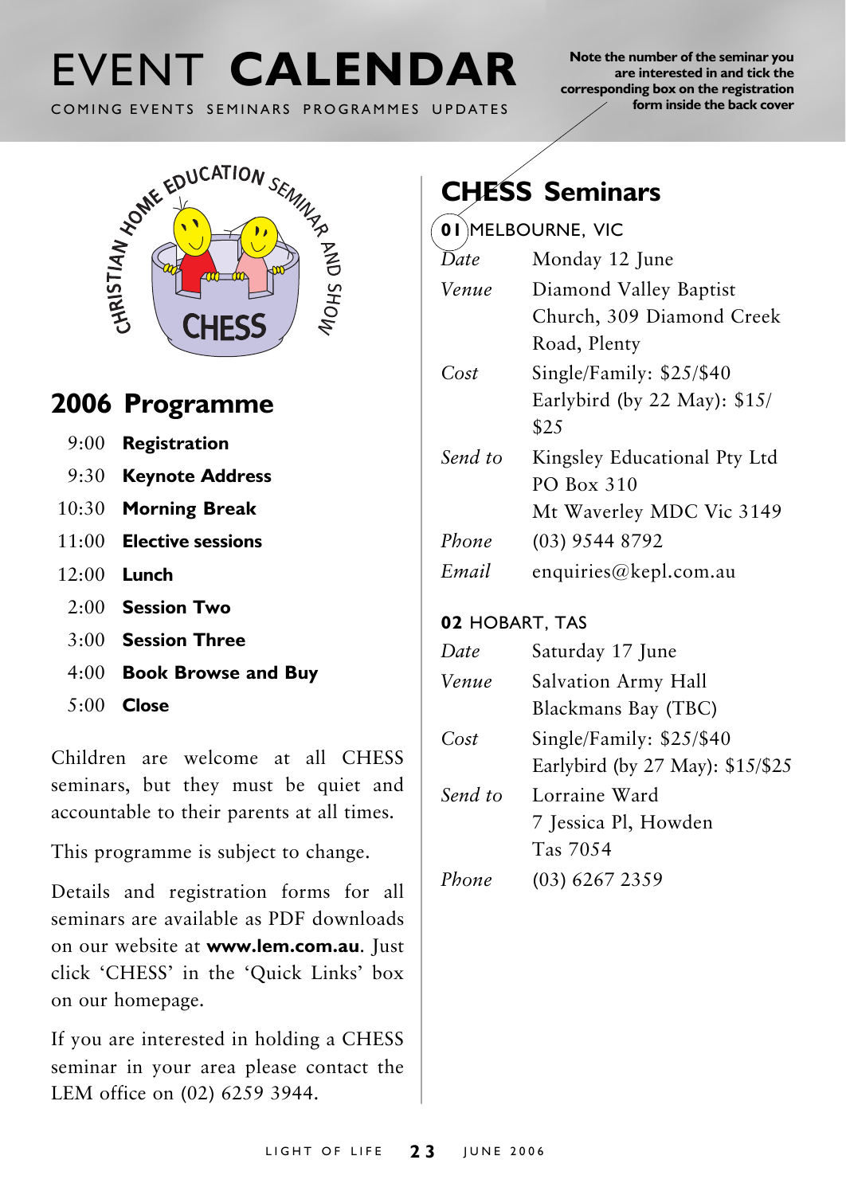# EVENT **CALENDAR**

COMING EVENTS SEMINARS PROGRAMMES UPDATES

**Note the number of the seminar you are interested in and tick the corresponding box on the registration form inside the back cover**

CHRISTIAN HOME EDUCATION SEMINAR AND SHOW

CHESS

## 2006 Programme

| | |
|---|---|
| 9:00 | **Registration** |
| 9:30 | **Keynote Address** |
| 10:30 | **Morning Break** |
| 11:00 | **Elective sessions** |
| 12:00 | **Lunch** |
| 2:00 | **Session Two** |
| 3:00 | **Session Three** |
| 4:00 | **Book Browse and Buy** |
| 5:00 | **Close** |

Children are welcome at all CHESS seminars, but they must be quiet and accountable to their parents at all times.

This programme is subject to change.

Details and registration forms for all seminars are available as PDF downloads on our website at **www.lem.com.au**. Just click 'CHESS' in the 'Quick Links' box on our homepage.

If you are interested in holding a CHESS seminar in your area please contact the LEM office on (02) 6259 3944.

## CHESS Seminars

### **01** MELBOURNE, VIC

| | |
|---|---|
| *Date* | Monday 12 June |
| *Venue* | Diamond Valley Baptist Church, 309 Diamond Creek Road, Plenty |
| *Cost* | Single/Family: $25/$40<br>Earlybird (by 22 May): $15/$25 |
| *Send to* | Kingsley Educational Pty Ltd<br>PO Box 310<br>Mt Waverley MDC Vic 3149 |
| *Phone* | (03) 9544 8792 |
| *Email* | enquiries@kepl.com.au |

### **02** HOBART, TAS

| | |
|---|---|
| *Date* | Saturday 17 June |
| *Venue* | Salvation Army Hall<br>Blackmans Bay (TBC) |
| *Cost* | Single/Family: $25/$40<br>Earlybird (by 27 May): $15/$25 |
| *Send to* | Lorraine Ward<br>7 Jessica Pl, Howden<br>Tas 7054 |
| *Phone* | (03) 6267 2359 |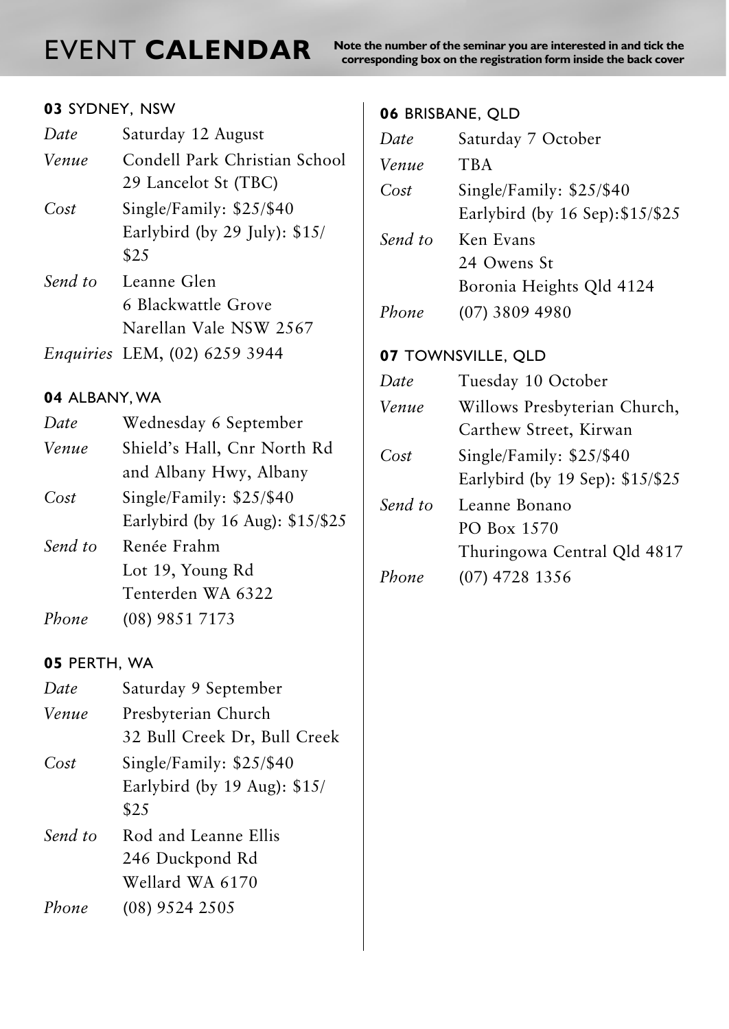# EVENT **CALENDAR**

**Note the number of the seminar you are interested in and tick the corresponding box on the registration form inside the back cover**

### **03** SYDNEY, NSW

*Date* Saturday 12 August

*Venue* Condell Park Christian School
29 Lancelot St (TBC)

*Cost* Single/Family: $25/$40
Earlybird (by 29 July): $15/$25

*Send to* Leanne Glen
6 Blackwattle Grove
Narellan Vale NSW 2567

*Enquiries* LEM, (02) 6259 3944

### **04** ALBANY, WA

*Date* Wednesday 6 September

*Venue* Shield's Hall, Cnr North Rd and Albany Hwy, Albany

*Cost* Single/Family: $25/$40
Earlybird (by 16 Aug): $15/$25

*Send to* Renée Frahm
Lot 19, Young Rd
Tenterden WA 6322

*Phone* (08) 9851 7173

### **05** PERTH, WA

*Date* Saturday 9 September

*Venue* Presbyterian Church
32 Bull Creek Dr, Bull Creek

*Cost* Single/Family: $25/$40
Earlybird (by 19 Aug): $15/$25

*Send to* Rod and Leanne Ellis
246 Duckpond Rd
Wellard WA 6170

*Phone* (08) 9524 2505

### **06** BRISBANE, QLD

*Date* Saturday 7 October

*Venue* TBA

*Cost* Single/Family: $25/$40
Earlybird (by 16 Sep):$15/$25

*Send to* Ken Evans
24 Owens St
Boronia Heights Qld 4124

*Phone* (07) 3809 4980

### **07** TOWNSVILLE, QLD

*Date* Tuesday 10 October

*Venue* Willows Presbyterian Church, Carthew Street, Kirwan

*Cost* Single/Family: $25/$40
Earlybird (by 19 Sep): $15/$25

*Send to* Leanne Bonano
PO Box 1570
Thuringowa Central Qld 4817

*Phone* (07) 4728 1356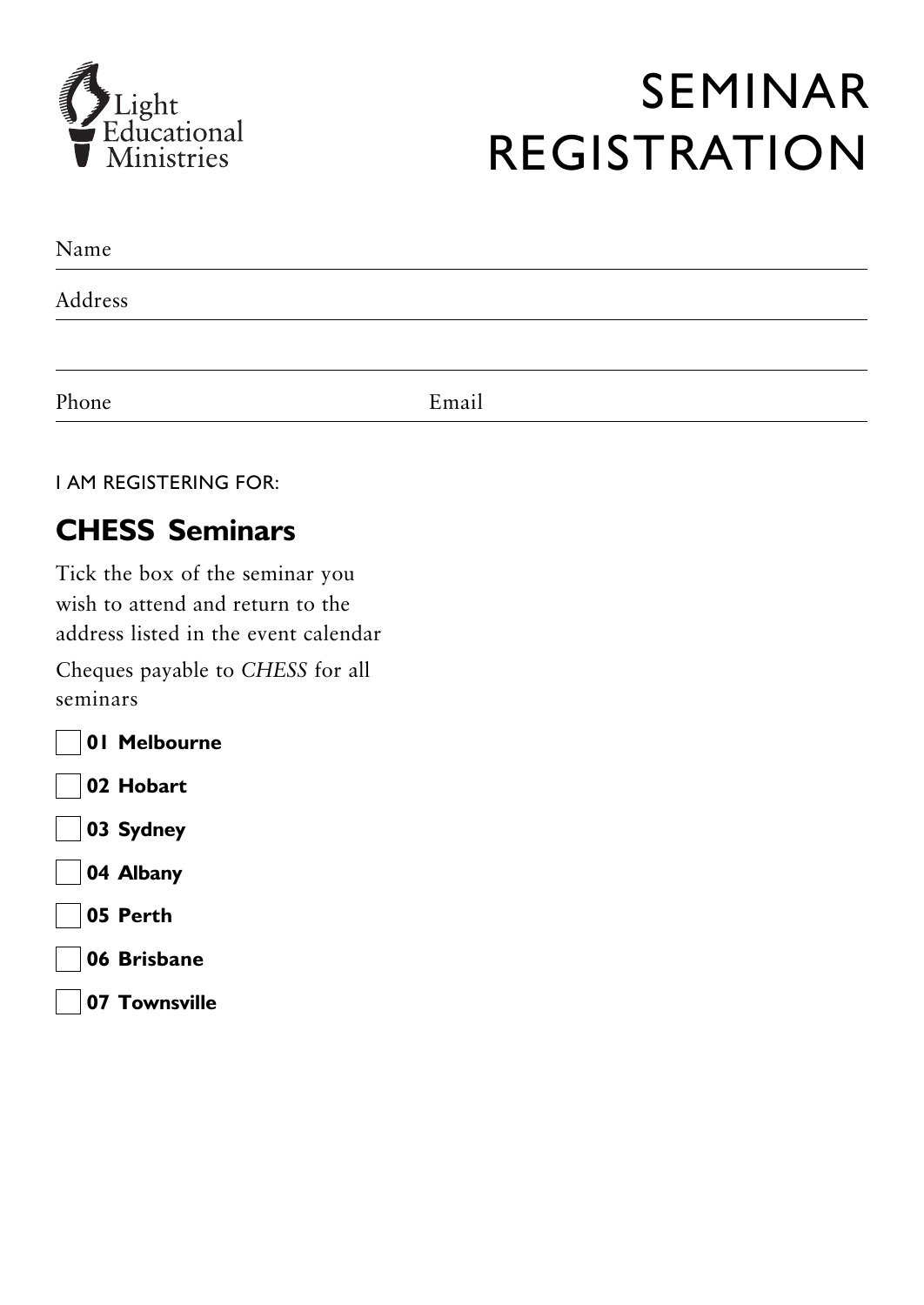Light Educational Ministries

# SEMINAR REGISTRATION

Name

Address

Phone Email

I AM REGISTERING FOR:

## CHESS Seminars

Tick the box of the seminar you wish to attend and return to the address listed in the event calendar

Cheques payable to *CHESS* for all seminars

- ☐ **01 Melbourne**
- ☐ **02 Hobart**
- ☐ **03 Sydney**
- ☐ **04 Albany**
- ☐ **05 Perth**
- ☐ **06 Brisbane**
- ☐ **07 Townsville**